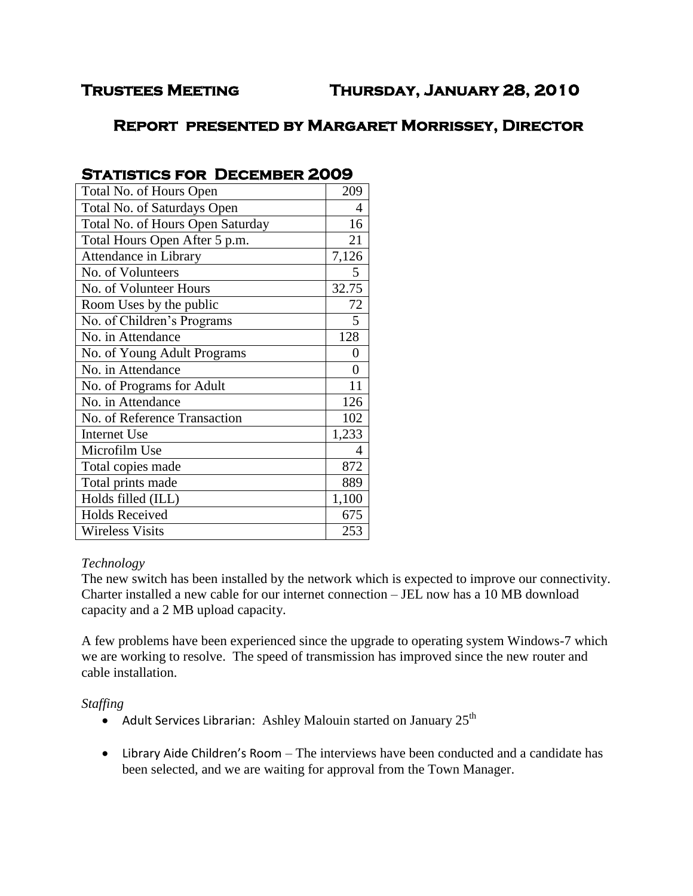# Trustees Meeting Thursday, January 28, 2010

## Report presented by Margaret Morrissey, Director

## Statistics for December 2009

| | |
|---|---|
| Total No. of Hours Open | 209 |
| Total No. of Saturdays Open | 4 |
| Total No. of Hours Open Saturday | 16 |
| Total Hours Open After 5 p.m. | 21 |
| Attendance in Library | 7,126 |
| No. of Volunteers | 5 |
| No. of Volunteer Hours | 32.75 |
| Room Uses by the public | 72 |
| No. of Children's Programs | 5 |
| No. in Attendance | 128 |
| No. of Young Adult Programs | 0 |
| No. in Attendance | 0 |
| No. of Programs for Adult | 11 |
| No. in Attendance | 126 |
| No. of Reference Transaction | 102 |
| Internet Use | 1,233 |
| Microfilm Use | 4 |
| Total copies made | 872 |
| Total prints made | 889 |
| Holds filled (ILL) | 1,100 |
| Holds Received | 675 |
| Wireless Visits | 253 |

*Technology*

The new switch has been installed by the network which is expected to improve our connectivity. Charter installed a new cable for our internet connection – JEL now has a 10 MB download capacity and a 2 MB upload capacity.

A few problems have been experienced since the upgrade to operating system Windows-7 which we are working to resolve. The speed of transmission has improved since the new router and cable installation.

*Staffing*

- Adult Services Librarian: Ashley Malouin started on January 25th
- Library Aide Children's Room – The interviews have been conducted and a candidate has been selected, and we are waiting for approval from the Town Manager.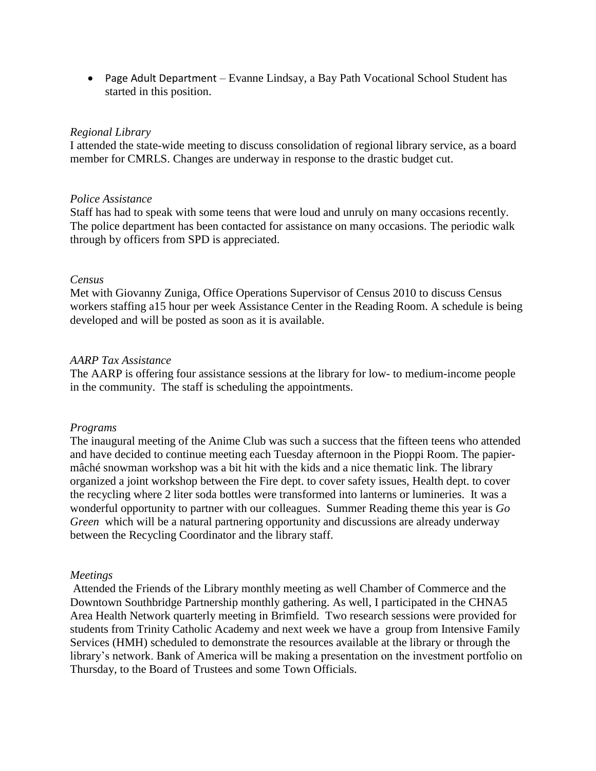- Page Adult Department – Evanne Lindsay, a Bay Path Vocational School Student has started in this position.

*Regional Library*

I attended the state-wide meeting to discuss consolidation of regional library service, as a board member for CMRLS. Changes are underway in response to the drastic budget cut.

*Police Assistance*

Staff has had to speak with some teens that were loud and unruly on many occasions recently. The police department has been contacted for assistance on many occasions. The periodic walk through by officers from SPD is appreciated.

*Census*

Met with Giovanny Zuniga, Office Operations Supervisor of Census 2010 to discuss Census workers staffing a15 hour per week Assistance Center in the Reading Room. A schedule is being developed and will be posted as soon as it is available.

*AARP Tax Assistance*

The AARP is offering four assistance sessions at the library for low- to medium-income people in the community. The staff is scheduling the appointments.

*Programs*

The inaugural meeting of the Anime Club was such a success that the fifteen teens who attended and have decided to continue meeting each Tuesday afternoon in the Pioppi Room. The papier-mâché snowman workshop was a bit hit with the kids and a nice thematic link. The library organized a joint workshop between the Fire dept. to cover safety issues, Health dept. to cover the recycling where 2 liter soda bottles were transformed into lanterns or lumineries. It was a wonderful opportunity to partner with our colleagues. Summer Reading theme this year is *Go Green* which will be a natural partnering opportunity and discussions are already underway between the Recycling Coordinator and the library staff.

*Meetings*

Attended the Friends of the Library monthly meeting as well Chamber of Commerce and the Downtown Southbridge Partnership monthly gathering. As well, I participated in the CHNA5 Area Health Network quarterly meeting in Brimfield. Two research sessions were provided for students from Trinity Catholic Academy and next week we have a group from Intensive Family Services (HMH) scheduled to demonstrate the resources available at the library or through the library's network. Bank of America will be making a presentation on the investment portfolio on Thursday, to the Board of Trustees and some Town Officials.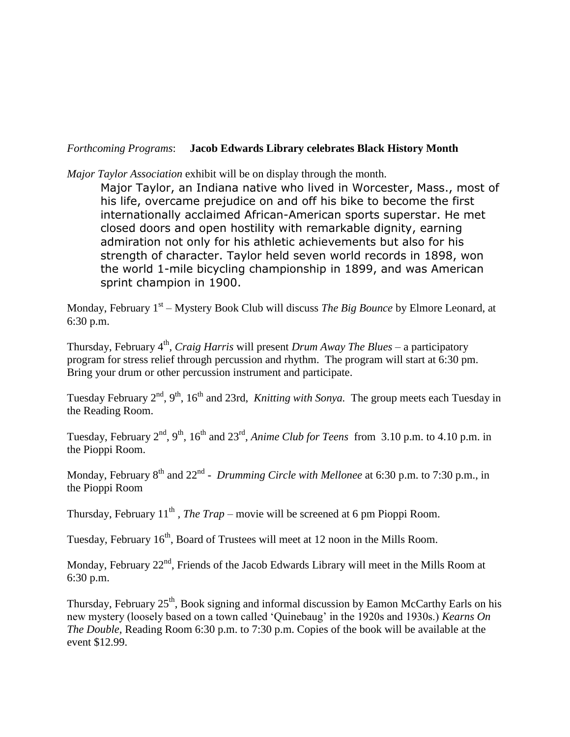*Forthcoming Programs*: **Jacob Edwards Library celebrates Black History Month**

*Major Taylor Association* exhibit will be on display through the month.

> Major Taylor, an Indiana native who lived in Worcester, Mass., most of his life, overcame prejudice on and off his bike to become the first internationally acclaimed African-American sports superstar. He met closed doors and open hostility with remarkable dignity, earning admiration not only for his athletic achievements but also for his strength of character. Taylor held seven world records in 1898, won the world 1-mile bicycling championship in 1899, and was American sprint champion in 1900.

Monday, February 1st – Mystery Book Club will discuss *The Big Bounce* by Elmore Leonard, at 6:30 p.m.

Thursday, February 4th, *Craig Harris* will present *Drum Away The Blues* – a participatory program for stress relief through percussion and rhythm. The program will start at 6:30 pm. Bring your drum or other percussion instrument and participate.

Tuesday February 2nd, 9th, 16th and 23rd, *Knitting with Sonya.* The group meets each Tuesday in the Reading Room.

Tuesday, February 2nd, 9th, 16th and 23rd, *Anime Club for Teens* from 3.10 p.m. to 4.10 p.m. in the Pioppi Room.

Monday, February 8th and 22nd - *Drumming Circle with Mellonee* at 6:30 p.m. to 7:30 p.m., in the Pioppi Room

Thursday, February 11th , *The Trap* – movie will be screened at 6 pm Pioppi Room.

Tuesday, February 16th, Board of Trustees will meet at 12 noon in the Mills Room.

Monday, February 22nd, Friends of the Jacob Edwards Library will meet in the Mills Room at 6:30 p.m.

Thursday, February 25th, Book signing and informal discussion by Eamon McCarthy Earls on his new mystery (loosely based on a town called 'Quinebaug' in the 1920s and 1930s.) *Kearns On The Double*, Reading Room 6:30 p.m. to 7:30 p.m. Copies of the book will be available at the event $12.99.